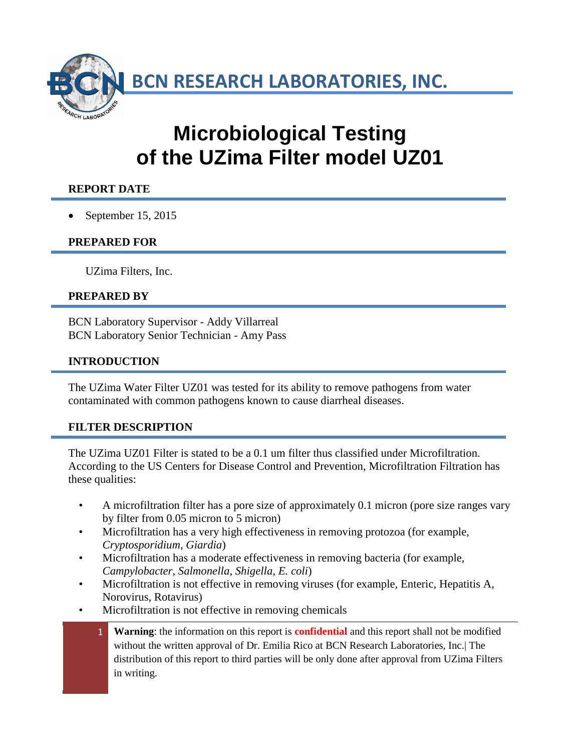# BCN RESEARCH LABORATORIES, INC.

# Microbiological Testing of the UZima Filter model UZ01

## REPORT DATE

- September 15, 2015

## PREPARED FOR

UZima Filters, Inc.

## PREPARED BY

BCN Laboratory Supervisor - Addy Villarreal
BCN Laboratory Senior Technician - Amy Pass

## INTRODUCTION

The UZima Water Filter UZ01 was tested for its ability to remove pathogens from water contaminated with common pathogens known to cause diarrheal diseases.

## FILTER DESCRIPTION

The UZima UZ01 Filter is stated to be a 0.1 um filter thus classified under Microfiltration. According to the US Centers for Disease Control and Prevention, Microfiltration Filtration has these qualities:

- A microfiltration filter has a pore size of approximately 0.1 micron (pore size ranges vary by filter from 0.05 micron to 5 micron)
- Microfiltration has a very high effectiveness in removing protozoa (for example, *Cryptosporidium*, *Giardia*)
- Microfiltration has a moderate effectiveness in removing bacteria (for example, *Campylobacter*, *Salmonella*, *Shigella*, *E. coli*)
- Microfiltration is not effective in removing viruses (for example, Enteric, Hepatitis A, Norovirus, Rotavirus)
- Microfiltration is not effective in removing chemicals

**Warning**: the information on this report is **confidential** and this report shall not be modified without the written approval of Dr. Emilia Rico at BCN Research Laboratories, Inc.| The distribution of this report to third parties will be only done after approval from UZima Filters in writing.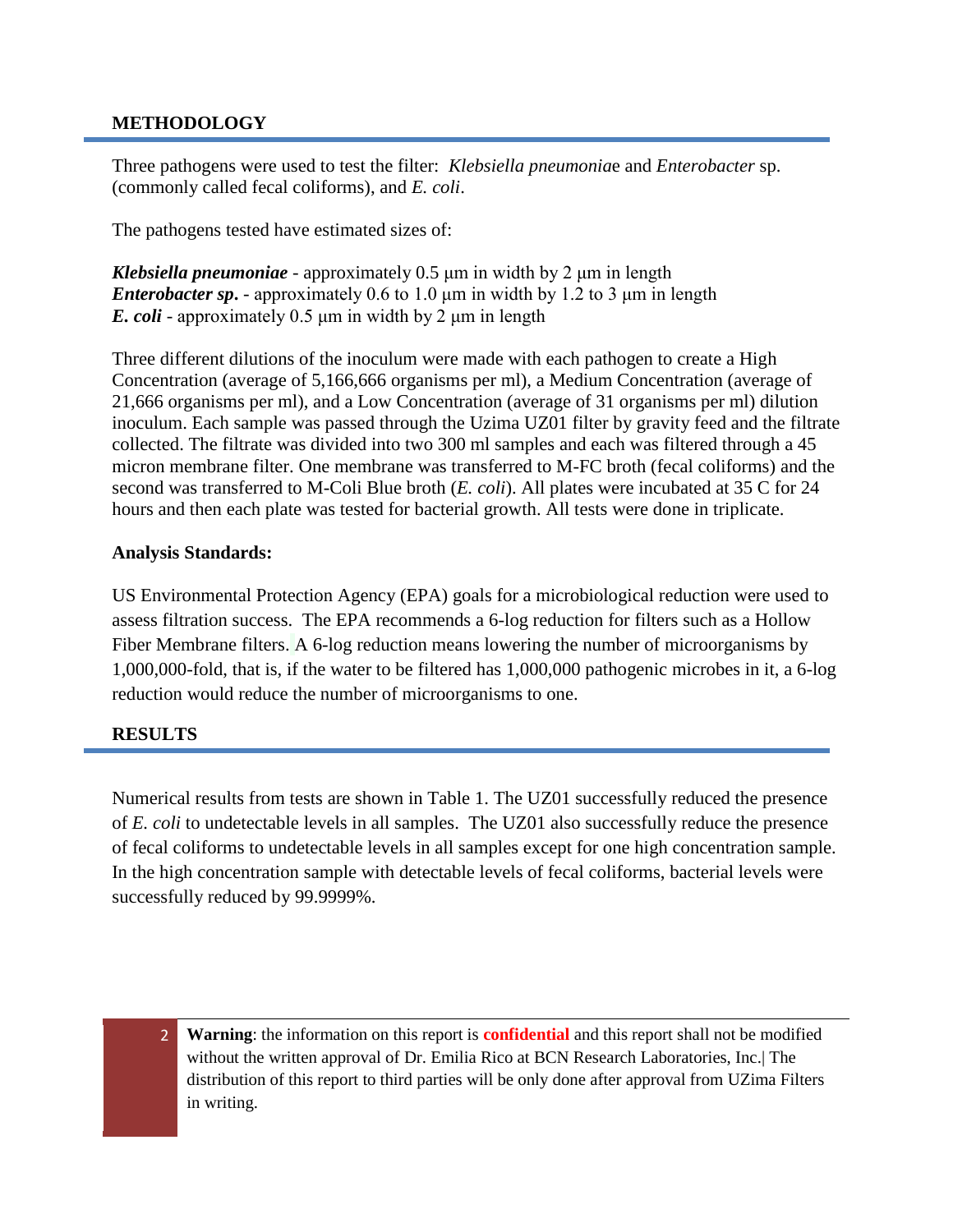## METHODOLOGY

Three pathogens were used to test the filter: *Klebsiella pneumoniae* and *Enterobacter* sp. (commonly called fecal coliforms), and *E. coli*.

The pathogens tested have estimated sizes of:

***Klebsiella pneumoniae*** - approximately 0.5 µm in width by 2 µm in length
***Enterobacter sp.*** - approximately 0.6 to 1.0 µm in width by 1.2 to 3 µm in length
***E. coli*** - approximately 0.5 µm in width by 2 µm in length

Three different dilutions of the inoculum were made with each pathogen to create a High Concentration (average of 5,166,666 organisms per ml), a Medium Concentration (average of 21,666 organisms per ml), and a Low Concentration (average of 31 organisms per ml) dilution inoculum. Each sample was passed through the Uzima UZ01 filter by gravity feed and the filtrate collected. The filtrate was divided into two 300 ml samples and each was filtered through a 45 micron membrane filter. One membrane was transferred to M-FC broth (fecal coliforms) and the second was transferred to M-Coli Blue broth (*E. coli*). All plates were incubated at 35 C for 24 hours and then each plate was tested for bacterial growth. All tests were done in triplicate.

### Analysis Standards:

US Environmental Protection Agency (EPA) goals for a microbiological reduction were used to assess filtration success. The EPA recommends a 6-log reduction for filters such as a Hollow Fiber Membrane filters. A 6-log reduction means lowering the number of microorganisms by 1,000,000-fold, that is, if the water to be filtered has 1,000,000 pathogenic microbes in it, a 6-log reduction would reduce the number of microorganisms to one.

## RESULTS

Numerical results from tests are shown in Table 1. The UZ01 successfully reduced the presence of *E. coli* to undetectable levels in all samples. The UZ01 also successfully reduce the presence of fecal coliforms to undetectable levels in all samples except for one high concentration sample. In the high concentration sample with detectable levels of fecal coliforms, bacterial levels were successfully reduced by 99.9999%.

**Warning**: the information on this report is **confidential** and this report shall not be modified without the written approval of Dr. Emilia Rico at BCN Research Laboratories, Inc.| The distribution of this report to third parties will be only done after approval from UZima Filters in writing.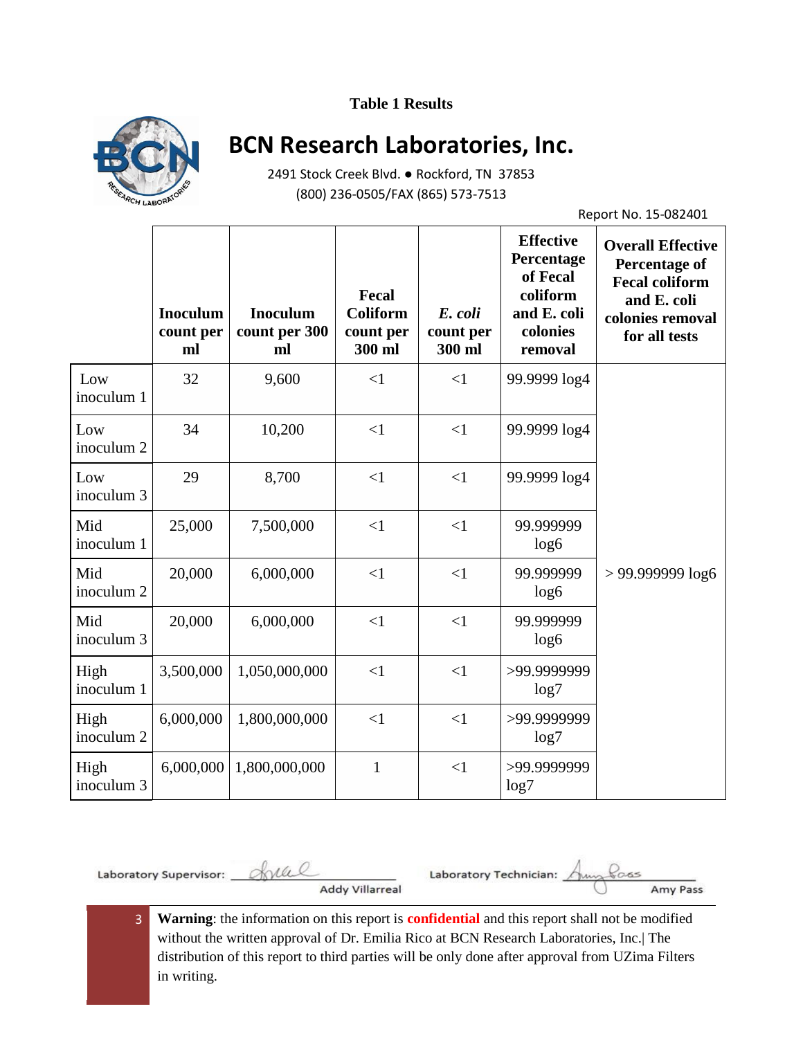**Table 1 Results**

# BCN Research Laboratories, Inc.

2491 Stock Creek Blvd. ● Rockford, TN 37853
(800) 236-0505/FAX (865) 573-7513

Report No. 15-082401

| | Inoculum count per ml | Inoculum count per 300 ml | Fecal Coliform count per 300 ml | *E. coli* count per 300 ml | Effective Percentage of Fecal coliform and E. coli colonies removal | Overall Effective Percentage of Fecal coliform and E. coli colonies removal for all tests |
|---|---|---|---|---|---|---|
| Low inoculum 1 | 32 | 9,600 | <1 | <1 | 99.9999 log4 | > 99.999999 log6 |
| Low inoculum 2 | 34 | 10,200 | <1 | <1 | 99.9999 log4 | |
| Low inoculum 3 | 29 | 8,700 | <1 | <1 | 99.9999 log4 | |
| Mid inoculum 1 | 25,000 | 7,500,000 | <1 | <1 | 99.999999 log6 | |
| Mid inoculum 2 | 20,000 | 6,000,000 | <1 | <1 | 99.999999 log6 | |
| Mid inoculum 3 | 20,000 | 6,000,000 | <1 | <1 | 99.999999 log6 | |
| High inoculum 1 | 3,500,000 | 1,050,000,000 | <1 | <1 | >99.9999999 log7 | |
| High inoculum 2 | 6,000,000 | 1,800,000,000 | <1 | <1 | >99.9999999 log7 | |
| High inoculum 3 | 6,000,000 | 1,800,000,000 | 1 | <1 | >99.9999999 log7 | |

Laboratory Supervisor: Addy Villarreal

Laboratory Technician: Amy Pass

**Warning**: the information on this report is **confidential** and this report shall not be modified without the written approval of Dr. Emilia Rico at BCN Research Laboratories, Inc.| The distribution of this report to third parties will be only done after approval from UZima Filters in writing.